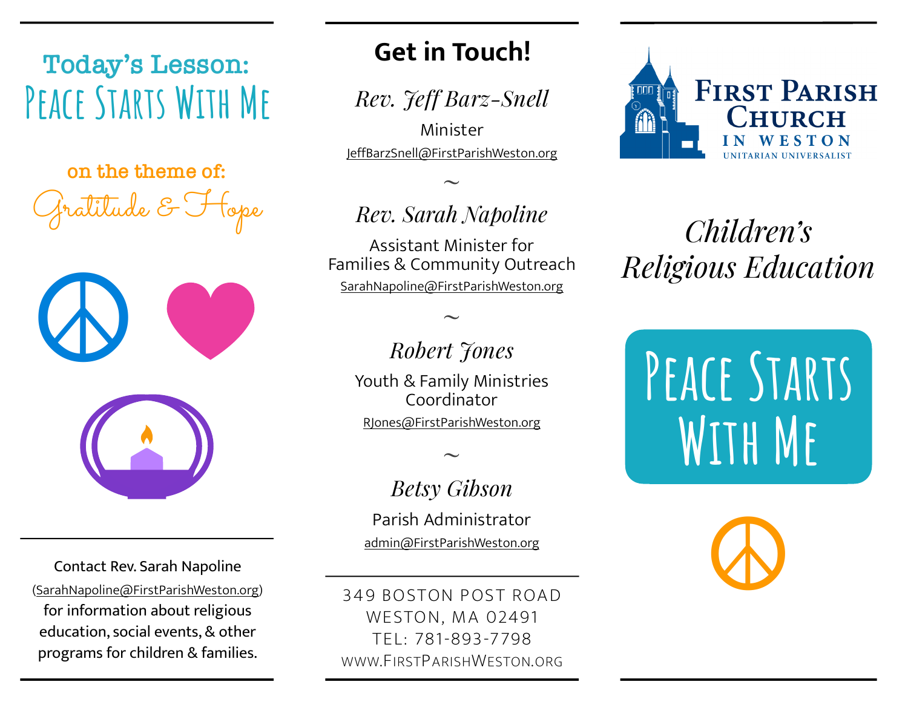## Today's Lesson:
# Peace Starts With Me

on the theme of:
*Gratitude & Hope*

Contact Rev. Sarah Napoline (SarahNapoline@FirstParishWeston.org) for information about religious education, social events, & other programs for children & families.

## Get in Touch!

*Rev. Jeff Barz-Snell*
Minister
JeffBarzSnell@FirstParishWeston.org

~

*Rev. Sarah Napoline*
Assistant Minister for Families & Community Outreach
SarahNapoline@FirstParishWeston.org

~

*Robert Jones*
Youth & Family Ministries Coordinator
RJones@FirstParishWeston.org

~

*Betsy Gibson*
Parish Administrator
admin@FirstParishWeston.org

349 BOSTON POST ROAD
WESTON, MA 02491
TEL: 781-893-7798
WWW.FIRSTPARISHWESTON.ORG

FIRST PARISH CHURCH IN WESTON
UNITARIAN UNIVERSALIST

# *Children's Religious Education*

# Peace Starts With Me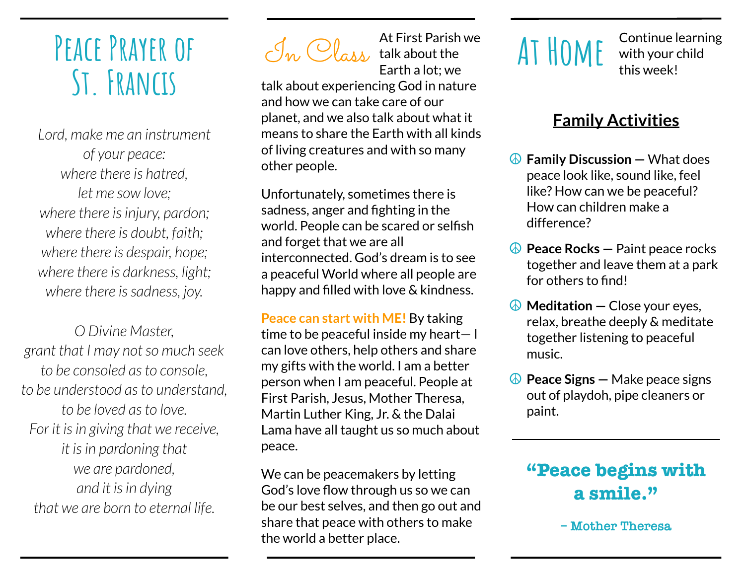# Peace Prayer of St. Francis

*Lord, make me an instrument*
*of your peace:*
*where there is hatred,*
*let me sow love;*
*where there is injury, pardon;*
*where there is doubt, faith;*
*where there is despair, hope;*
*where there is darkness, light;*
*where there is sadness, joy.*

*O Divine Master,*
*grant that I may not so much seek*
*to be consoled as to console,*
*to be understood as to understand,*
*to be loved as to love.*
*For it is in giving that we receive,*
*it is in pardoning that*
*we are pardoned,*
*and it is in dying*
*that we are born to eternal life.*

# In Class

At First Parish we talk about the Earth a lot; we talk about experiencing God in nature and how we can take care of our planet, and we also talk about what it means to share the Earth with all kinds of living creatures and with so many other people.

Unfortunately, sometimes there is sadness, anger and fighting in the world. People can be scared or selfish and forget that we are all interconnected. God's dream is to see a peaceful World where all people are happy and filled with love & kindness.

**Peace can start with ME!** By taking time to be peaceful inside my heart— I can love others, help others and share my gifts with the world. I am a better person when I am peaceful. People at First Parish, Jesus, Mother Theresa, Martin Luther King, Jr. & the Dalai Lama have all taught us so much about peace.

We can be peacemakers by letting God's love flow through us so we can be our best selves, and then go out and share that peace with others to make the world a better place.

# At Home

Continue learning with your child this week!

## Family Activities

- ☮ **Family Discussion** — What does peace look like, sound like, feel like? How can we be peaceful? How can children make a difference?
- ☮ **Peace Rocks** — Paint peace rocks together and leave them at a park for others to find!
- ☮ **Meditation** — Close your eyes, relax, breathe deeply & meditate together listening to peaceful music.
- ☮ **Peace Signs** — Make peace signs out of playdoh, pipe cleaners or paint.

**"Peace begins with a smile."**

– Mother Theresa